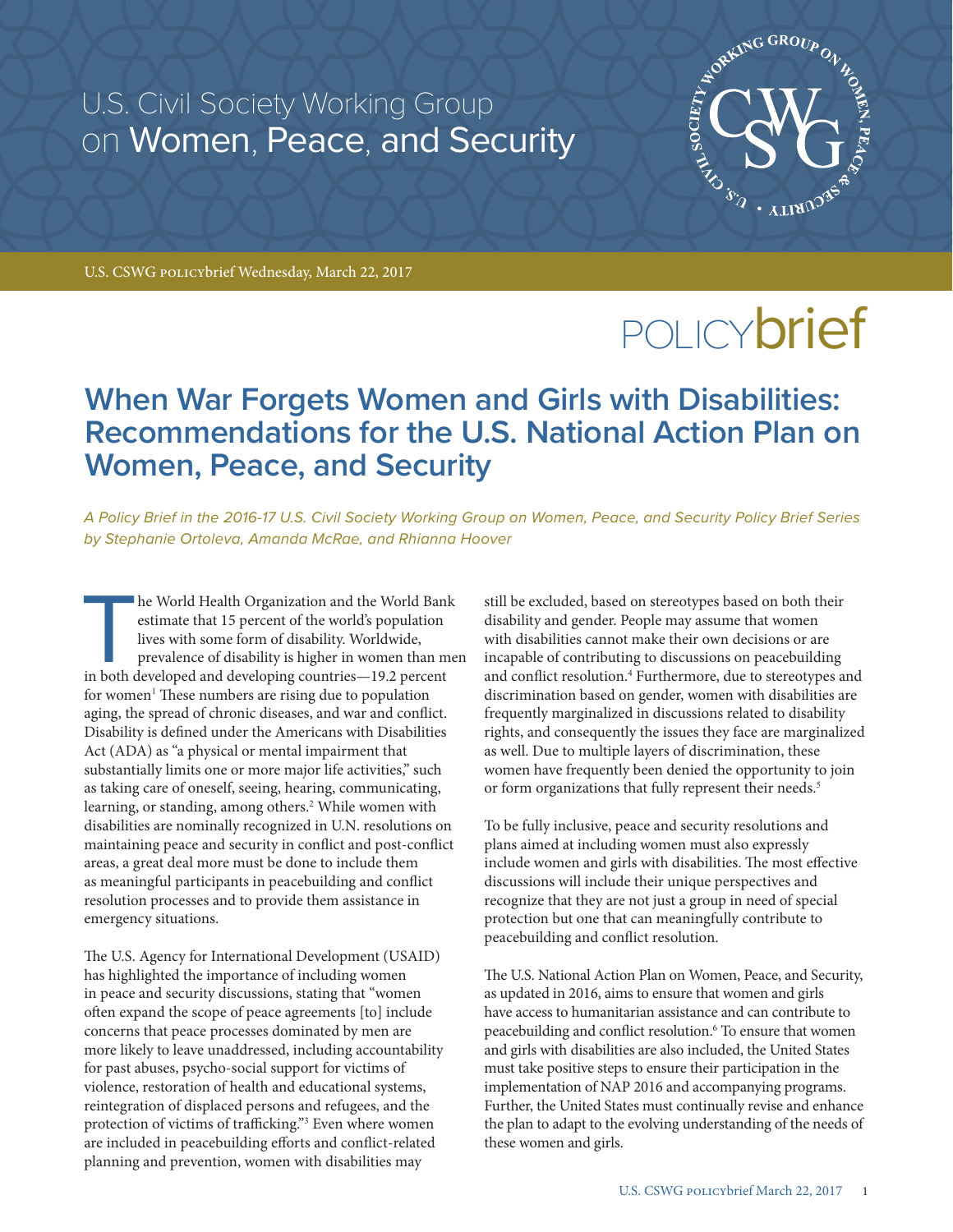U.S. Civil Society Working Group on Women, Peace, and Security

U.S. CSWG POLICYbrief Wednesday, March 22, 2017

POLICYbrief

# When War Forgets Women and Girls with Disabilities: Recommendations for the U.S. National Action Plan on Women, Peace, and Security

*A Policy Brief in the 2016-17 U.S. Civil Society Working Group on Women, Peace, and Security Policy Brief Series by Stephanie Ortoleva, Amanda McRae, and Rhianna Hoover*

The World Health Organization and the World Bank estimate that 15 percent of the world's population lives with some form of disability. Worldwide, prevalence of disability is higher in women than men in both developed and developing countries—19.2 percent for women[1] These numbers are rising due to population aging, the spread of chronic diseases, and war and conflict. Disability is defined under the Americans with Disabilities Act (ADA) as "a physical or mental impairment that substantially limits one or more major life activities," such as taking care of oneself, seeing, hearing, communicating, learning, or standing, among others.[2] While women with disabilities are nominally recognized in U.N. resolutions on maintaining peace and security in conflict and post-conflict areas, a great deal more must be done to include them as meaningful participants in peacebuilding and conflict resolution processes and to provide them assistance in emergency situations.

The U.S. Agency for International Development (USAID) has highlighted the importance of including women in peace and security discussions, stating that "women often expand the scope of peace agreements [to] include concerns that peace processes dominated by men are more likely to leave unaddressed, including accountability for past abuses, psycho-social support for victims of violence, restoration of health and educational systems, reintegration of displaced persons and refugees, and the protection of victims of trafficking."[3] Even where women are included in peacebuilding efforts and conflict-related planning and prevention, women with disabilities may still be excluded, based on stereotypes based on both their disability and gender. People may assume that women with disabilities cannot make their own decisions or are incapable of contributing to discussions on peacebuilding and conflict resolution.[4] Furthermore, due to stereotypes and discrimination based on gender, women with disabilities are frequently marginalized in discussions related to disability rights, and consequently the issues they face are marginalized as well. Due to multiple layers of discrimination, these women have frequently been denied the opportunity to join or form organizations that fully represent their needs.[5]

To be fully inclusive, peace and security resolutions and plans aimed at including women must also expressly include women and girls with disabilities. The most effective discussions will include their unique perspectives and recognize that they are not just a group in need of special protection but one that can meaningfully contribute to peacebuilding and conflict resolution.

The U.S. National Action Plan on Women, Peace, and Security, as updated in 2016, aims to ensure that women and girls have access to humanitarian assistance and can contribute to peacebuilding and conflict resolution.[6] To ensure that women and girls with disabilities are also included, the United States must take positive steps to ensure their participation in the implementation of NAP 2016 and accompanying programs. Further, the United States must continually revise and enhance the plan to adapt to the evolving understanding of the needs of these women and girls.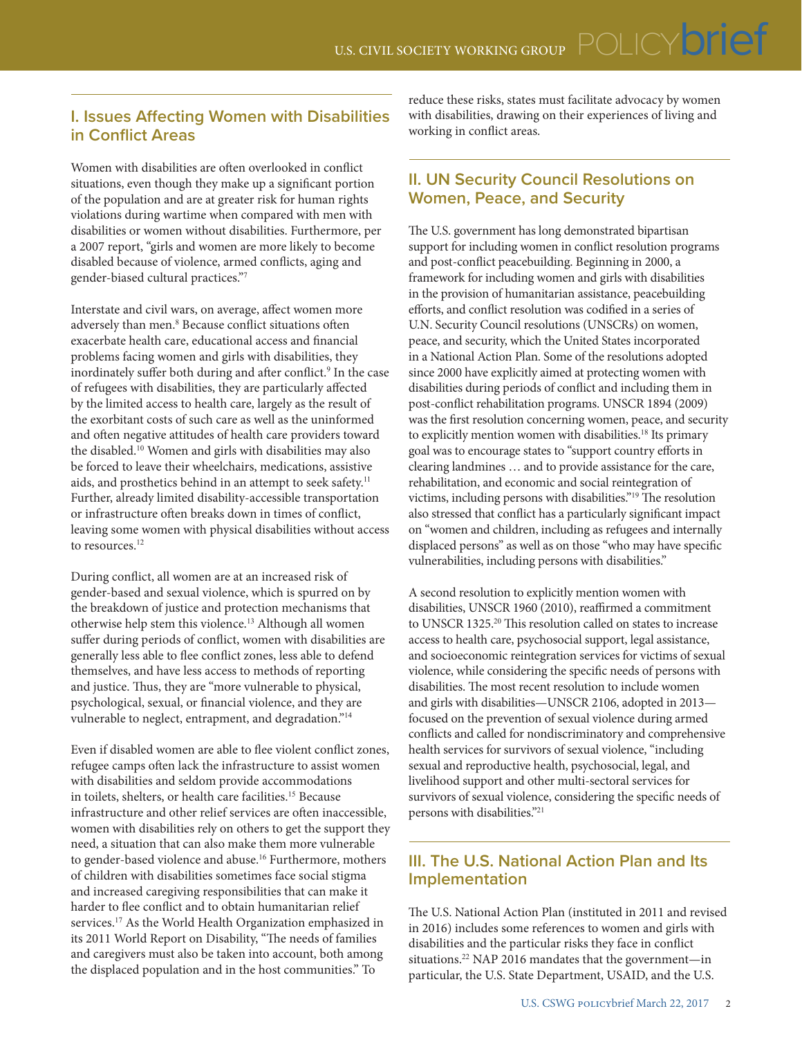## I. Issues Affecting Women with Disabilities in Conflict Areas

Women with disabilities are often overlooked in conflict situations, even though they make up a significant portion of the population and are at greater risk for human rights violations during wartime when compared with men with disabilities or women without disabilities. Furthermore, per a 2007 report, "girls and women are more likely to become disabled because of violence, armed conflicts, aging and gender-biased cultural practices."[7]

Interstate and civil wars, on average, affect women more adversely than men.[8] Because conflict situations often exacerbate health care, educational access and financial problems facing women and girls with disabilities, they inordinately suffer both during and after conflict.[9] In the case of refugees with disabilities, they are particularly affected by the limited access to health care, largely as the result of the exorbitant costs of such care as well as the uninformed and often negative attitudes of health care providers toward the disabled.[10] Women and girls with disabilities may also be forced to leave their wheelchairs, medications, assistive aids, and prosthetics behind in an attempt to seek safety.[11] Further, already limited disability-accessible transportation or infrastructure often breaks down in times of conflict, leaving some women with physical disabilities without access to resources.[12]

During conflict, all women are at an increased risk of gender-based and sexual violence, which is spurred on by the breakdown of justice and protection mechanisms that otherwise help stem this violence.[13] Although all women suffer during periods of conflict, women with disabilities are generally less able to flee conflict zones, less able to defend themselves, and have less access to methods of reporting and justice. Thus, they are "more vulnerable to physical, psychological, sexual, or financial violence, and they are vulnerable to neglect, entrapment, and degradation."[14]

Even if disabled women are able to flee violent conflict zones, refugee camps often lack the infrastructure to assist women with disabilities and seldom provide accommodations in toilets, shelters, or health care facilities.[15] Because infrastructure and other relief services are often inaccessible, women with disabilities rely on others to get the support they need, a situation that can also make them more vulnerable to gender-based violence and abuse.[16] Furthermore, mothers of children with disabilities sometimes face social stigma and increased caregiving responsibilities that can make it harder to flee conflict and to obtain humanitarian relief services.[17] As the World Health Organization emphasized in its 2011 World Report on Disability, "The needs of families and caregivers must also be taken into account, both among the displaced population and in the host communities." To reduce these risks, states must facilitate advocacy by women with disabilities, drawing on their experiences of living and working in conflict areas.

## II. UN Security Council Resolutions on Women, Peace, and Security

The U.S. government has long demonstrated bipartisan support for including women in conflict resolution programs and post-conflict peacebuilding. Beginning in 2000, a framework for including women and girls with disabilities in the provision of humanitarian assistance, peacebuilding efforts, and conflict resolution was codified in a series of U.N. Security Council resolutions (UNSCRs) on women, peace, and security, which the United States incorporated in a National Action Plan. Some of the resolutions adopted since 2000 have explicitly aimed at protecting women with disabilities during periods of conflict and including them in post-conflict rehabilitation programs. UNSCR 1894 (2009) was the first resolution concerning women, peace, and security to explicitly mention women with disabilities.[18] Its primary goal was to encourage states to "support country efforts in clearing landmines … and to provide assistance for the care, rehabilitation, and economic and social reintegration of victims, including persons with disabilities."[19] The resolution also stressed that conflict has a particularly significant impact on "women and children, including as refugees and internally displaced persons" as well as on those "who may have specific vulnerabilities, including persons with disabilities."

A second resolution to explicitly mention women with disabilities, UNSCR 1960 (2010), reaffirmed a commitment to UNSCR 1325.[20] This resolution called on states to increase access to health care, psychosocial support, legal assistance, and socioeconomic reintegration services for victims of sexual violence, while considering the specific needs of persons with disabilities. The most recent resolution to include women and girls with disabilities—UNSCR 2106, adopted in 2013—focused on the prevention of sexual violence during armed conflicts and called for nondiscriminatory and comprehensive health services for survivors of sexual violence, "including sexual and reproductive health, psychosocial, legal, and livelihood support and other multi-sectoral services for survivors of sexual violence, considering the specific needs of persons with disabilities."[21]

## III. The U.S. National Action Plan and Its Implementation

The U.S. National Action Plan (instituted in 2011 and revised in 2016) includes some references to women and girls with disabilities and the particular risks they face in conflict situations.[22] NAP 2016 mandates that the government—in particular, the U.S. State Department, USAID, and the U.S.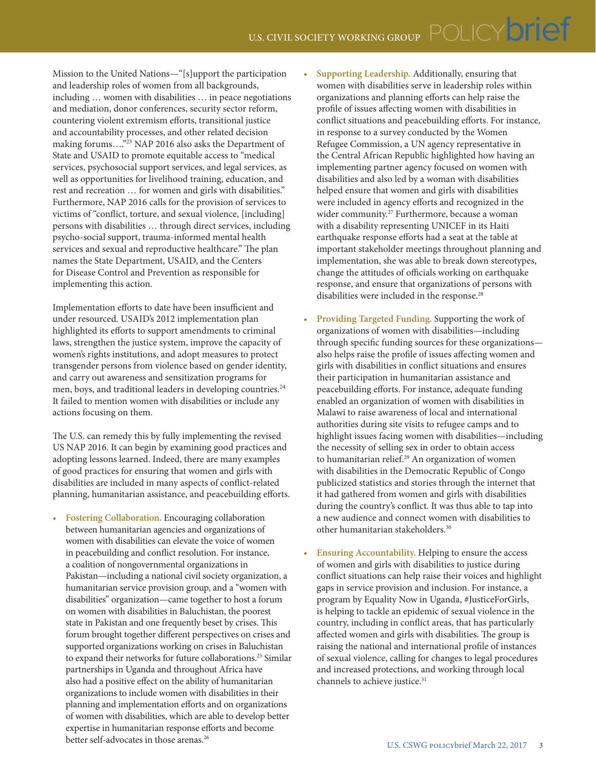Mission to the United Nations—"[s]upport the participation and leadership roles of women from all backgrounds, including … women with disabilities … in peace negotiations and mediation, donor conferences, security sector reform, countering violent extremism efforts, transitional justice and accountability processes, and other related decision making forums…."[23] NAP 2016 also asks the Department of State and USAID to promote equitable access to "medical services, psychosocial support services, and legal services, as well as opportunities for livelihood training, education, and rest and recreation … for women and girls with disabilities." Furthermore, NAP 2016 calls for the provision of services to victims of "conflict, torture, and sexual violence, [including] persons with disabilities … through direct services, including psycho-social support, trauma-informed mental health services and sexual and reproductive healthcare." The plan names the State Department, USAID, and the Centers for Disease Control and Prevention as responsible for implementing this action.

Implementation efforts to date have been insufficient and under resourced. USAID's 2012 implementation plan highlighted its efforts to support amendments to criminal laws, strengthen the justice system, improve the capacity of women's rights institutions, and adopt measures to protect transgender persons from violence based on gender identity, and carry out awareness and sensitization programs for men, boys, and traditional leaders in developing countries.[24] It failed to mention women with disabilities or include any actions focusing on them.

The U.S. can remedy this by fully implementing the revised US NAP 2016. It can begin by examining good practices and adopting lessons learned. Indeed, there are many examples of good practices for ensuring that women and girls with disabilities are included in many aspects of conflict-related planning, humanitarian assistance, and peacebuilding efforts.

- **Fostering Collaboration.** Encouraging collaboration between humanitarian agencies and organizations of women with disabilities can elevate the voice of women in peacebuilding and conflict resolution. For instance, a coalition of nongovernmental organizations in Pakistan—including a national civil society organization, a humanitarian service provision group, and a "women with disabilities" organization—came together to host a forum on women with disabilities in Baluchistan, the poorest state in Pakistan and one frequently beset by crises. This forum brought together different perspectives on crises and supported organizations working on crises in Baluchistan to expand their networks for future collaborations.[25] Similar partnerships in Uganda and throughout Africa have also had a positive effect on the ability of humanitarian organizations to include women with disabilities in their planning and implementation efforts and on organizations of women with disabilities, which are able to develop better expertise in humanitarian response efforts and become better self-advocates in those arenas.[26]

- **Supporting Leadership.** Additionally, ensuring that women with disabilities serve in leadership roles within organizations and planning efforts can help raise the profile of issues affecting women with disabilities in conflict situations and peacebuilding efforts. For instance, in response to a survey conducted by the Women Refugee Commission, a UN agency representative in the Central African Republic highlighted how having an implementing partner agency focused on women with disabilities and also led by a woman with disabilities helped ensure that women and girls with disabilities were included in agency efforts and recognized in the wider community.[27] Furthermore, because a woman with a disability representing UNICEF in its Haiti earthquake response efforts had a seat at the table at important stakeholder meetings throughout planning and implementation, she was able to break down stereotypes, change the attitudes of officials working on earthquake response, and ensure that organizations of persons with disabilities were included in the response.[28]

- **Providing Targeted Funding.** Supporting the work of organizations of women with disabilities—including through specific funding sources for these organizations—also helps raise the profile of issues affecting women and girls with disabilities in conflict situations and ensures their participation in humanitarian assistance and peacebuilding efforts. For instance, adequate funding enabled an organization of women with disabilities in Malawi to raise awareness of local and international authorities during site visits to refugee camps and to highlight issues facing women with disabilities—including the necessity of selling sex in order to obtain access to humanitarian relief.[29] An organization of women with disabilities in the Democratic Republic of Congo publicized statistics and stories through the internet that it had gathered from women and girls with disabilities during the country's conflict. It was thus able to tap into a new audience and connect women with disabilities to other humanitarian stakeholders.[30]

- **Ensuring Accountability.** Helping to ensure the access of women and girls with disabilities to justice during conflict situations can help raise their voices and highlight gaps in service provision and inclusion. For instance, a program by Equality Now in Uganda, #JusticeForGirls, is helping to tackle an epidemic of sexual violence in the country, including in conflict areas, that has particularly affected women and girls with disabilities. The group is raising the national and international profile of instances of sexual violence, calling for changes to legal procedures and increased protections, and working through local channels to achieve justice.[31]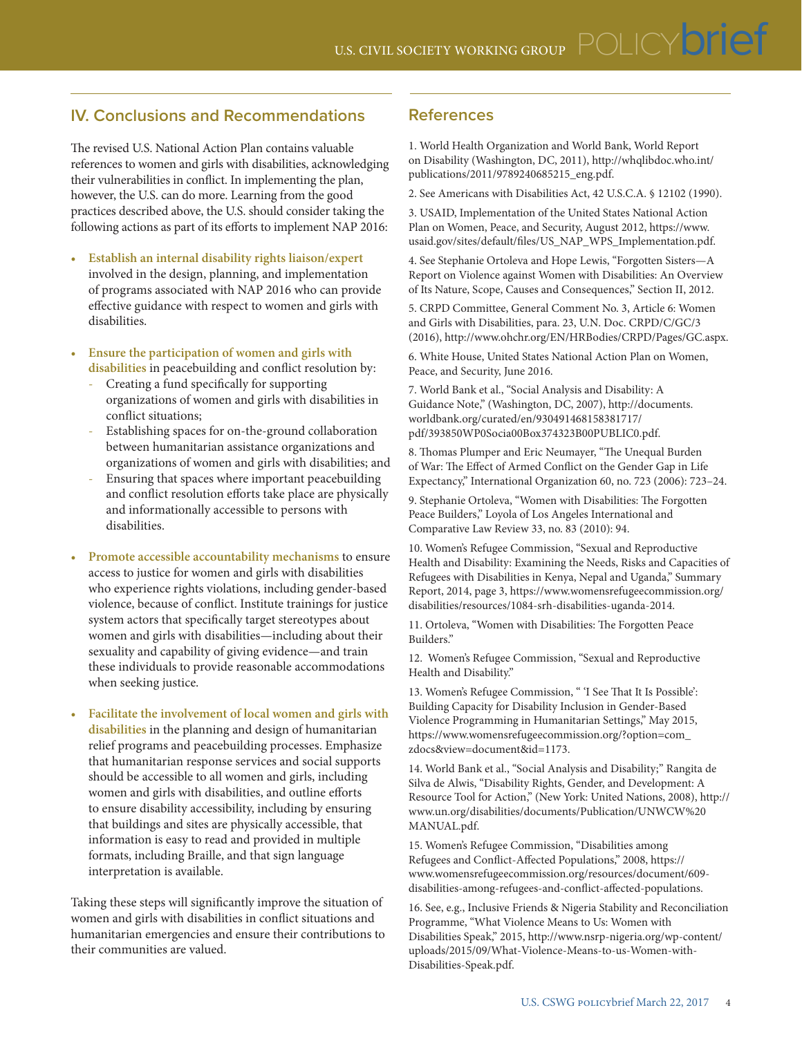## IV. Conclusions and Recommendations

The revised U.S. National Action Plan contains valuable references to women and girls with disabilities, acknowledging their vulnerabilities in conflict. In implementing the plan, however, the U.S. can do more. Learning from the good practices described above, the U.S. should consider taking the following actions as part of its efforts to implement NAP 2016:

- **Establish an internal disability rights liaison/expert** involved in the design, planning, and implementation of programs associated with NAP 2016 who can provide effective guidance with respect to women and girls with disabilities.
- **Ensure the participation of women and girls with disabilities** in peacebuilding and conflict resolution by:
  - Creating a fund specifically for supporting organizations of women and girls with disabilities in conflict situations;
  - Establishing spaces for on-the-ground collaboration between humanitarian assistance organizations and organizations of women and girls with disabilities; and
  - Ensuring that spaces where important peacebuilding and conflict resolution efforts take place are physically and informationally accessible to persons with disabilities.
- **Promote accessible accountability mechanisms** to ensure access to justice for women and girls with disabilities who experience rights violations, including gender-based violence, because of conflict. Institute trainings for justice system actors that specifically target stereotypes about women and girls with disabilities—including about their sexuality and capability of giving evidence—and train these individuals to provide reasonable accommodations when seeking justice.
- **Facilitate the involvement of local women and girls with disabilities** in the planning and design of humanitarian relief programs and peacebuilding processes. Emphasize that humanitarian response services and social supports should be accessible to all women and girls, including women and girls with disabilities, and outline efforts to ensure disability accessibility, including by ensuring that buildings and sites are physically accessible, that information is easy to read and provided in multiple formats, including Braille, and that sign language interpretation is available.

Taking these steps will significantly improve the situation of women and girls with disabilities in conflict situations and humanitarian emergencies and ensure their contributions to their communities are valued.

## References

1. World Health Organization and World Bank, World Report on Disability (Washington, DC, 2011), http://whqlibdoc.who.int/publications/2011/9789240685215_eng.pdf.

2. See Americans with Disabilities Act, 42 U.S.C.A. § 12102 (1990).

3. USAID, Implementation of the United States National Action Plan on Women, Peace, and Security, August 2012, https://www.usaid.gov/sites/default/files/US_NAP_WPS_Implementation.pdf.

4. See Stephanie Ortoleva and Hope Lewis, "Forgotten Sisters—A Report on Violence against Women with Disabilities: An Overview of Its Nature, Scope, Causes and Consequences," Section II, 2012.

5. CRPD Committee, General Comment No. 3, Article 6: Women and Girls with Disabilities, para. 23, U.N. Doc. CRPD/C/GC/3 (2016), http://www.ohchr.org/EN/HRBodies/CRPD/Pages/GC.aspx.

6. White House, United States National Action Plan on Women, Peace, and Security, June 2016.

7. World Bank et al., "Social Analysis and Disability: A Guidance Note," (Washington, DC, 2007), http://documents.worldbank.org/curated/en/930491468158381717/pdf/393850WP0Socia00Box374323B00PUBLIC0.pdf.

8. Thomas Plumper and Eric Neumayer, "The Unequal Burden of War: The Effect of Armed Conflict on the Gender Gap in Life Expectancy," International Organization 60, no. 723 (2006): 723–24.

9. Stephanie Ortoleva, "Women with Disabilities: The Forgotten Peace Builders," Loyola of Los Angeles International and Comparative Law Review 33, no. 83 (2010): 94.

10. Women's Refugee Commission, "Sexual and Reproductive Health and Disability: Examining the Needs, Risks and Capacities of Refugees with Disabilities in Kenya, Nepal and Uganda," Summary Report, 2014, page 3, https://www.womensrefugeecommission.org/disabilities/resources/1084-srh-disabilities-uganda-2014.

11. Ortoleva, "Women with Disabilities: The Forgotten Peace Builders."

12. Women's Refugee Commission, "Sexual and Reproductive Health and Disability."

13. Women's Refugee Commission, " 'I See That It Is Possible': Building Capacity for Disability Inclusion in Gender-Based Violence Programming in Humanitarian Settings," May 2015, https://www.womensrefugeecommission.org/?option=com_zdocs&view=document&id=1173.

14. World Bank et al., "Social Analysis and Disability;" Rangita de Silva de Alwis, "Disability Rights, Gender, and Development: A Resource Tool for Action," (New York: United Nations, 2008), http://www.un.org/disabilities/documents/Publication/UNWCW%20MANUAL.pdf.

15. Women's Refugee Commission, "Disabilities among Refugees and Conflict-Affected Populations," 2008, https://www.womensrefugeecommission.org/resources/document/609-disabilities-among-refugees-and-conflict-affected-populations.

16. See, e.g., Inclusive Friends & Nigeria Stability and Reconciliation Programme, "What Violence Means to Us: Women with Disabilities Speak," 2015, http://www.nsrp-nigeria.org/wp-content/uploads/2015/09/What-Violence-Means-to-us-Women-with-Disabilities-Speak.pdf.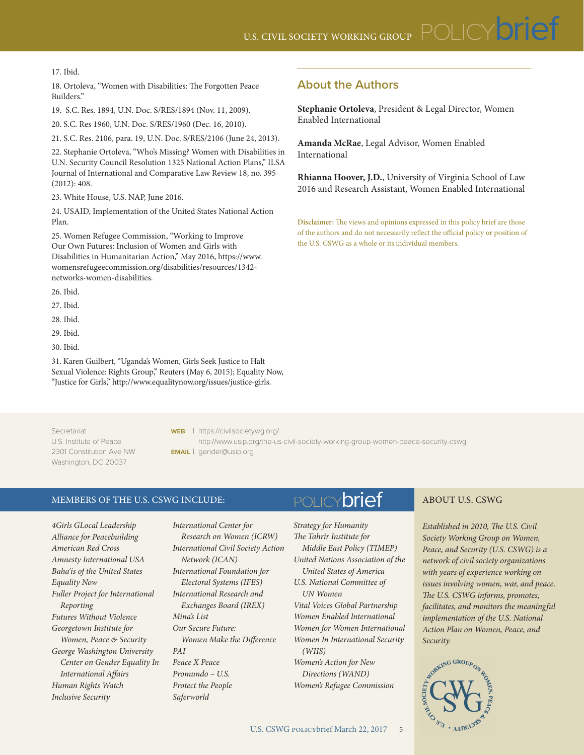17. Ibid.

18. Ortoleva, "Women with Disabilities: The Forgotten Peace Builders."

19. S.C. Res. 1894, U.N. Doc. S/RES/1894 (Nov. 11, 2009).

20. S.C. Res 1960, U.N. Doc. S/RES/1960 (Dec. 16, 2010).

21. S.C. Res. 2106, para. 19, U.N. Doc. S/RES/2106 (June 24, 2013).

22. Stephanie Ortoleva, "Who's Missing? Women with Disabilities in U.N. Security Council Resolution 1325 National Action Plans," ILSA Journal of International and Comparative Law Review 18, no. 395 (2012): 408.

23. White House, U.S. NAP, June 2016.

24. USAID, Implementation of the United States National Action Plan.

25. Women Refugee Commission, "Working to Improve Our Own Futures: Inclusion of Women and Girls with Disabilities in Humanitarian Action," May 2016, https://www.womensrefugeecommission.org/disabilities/resources/1342-networks-women-disabilities.

26. Ibid.

27. Ibid.

28. Ibid.

29. Ibid.

30. Ibid.

31. Karen Guilbert, "Uganda's Women, Girls Seek Justice to Halt Sexual Violence: Rights Group," Reuters (May 6, 2015); Equality Now, "Justice for Girls," http://www.equalitynow.org/issues/justice-girls.

## About the Authors

**Stephanie Ortoleva**, President & Legal Director, Women Enabled International

**Amanda McRae**, Legal Advisor, Women Enabled International

**Rhianna Hoover, J.D.**, University of Virginia School of Law 2016 and Research Assistant, Women Enabled International

**Disclaimer:** The views and opinions expressed in this policy brief are those of the authors and do not necessarily reflect the official policy or position of the U.S. CSWG as a whole or its individual members.

Secretariat
U.S. Institute of Peace
2301 Constitution Ave NW
Washington, DC 20037

**WEB** | https://civilsocietywg.org/
http://www.usip.org/the-us-civil-society-working-group-women-peace-security-cswg
**EMAIL** | gender@usip.org

## MEMBERS OF THE U.S. CSWG INCLUDE:

*4Girls GLocal Leadership*
*Alliance for Peacebuilding*
*American Red Cross*
*Amnesty International USA*
*Baha'is of the United States*
*Equality Now*
*Fuller Project for International Reporting*
*Futures Without Violence*
*Georgetown Institute for Women, Peace & Security*
*George Washington University Center on Gender Equality In International Affairs*
*Human Rights Watch*
*Inclusive Security*
*International Center for Research on Women (ICRW)*
*International Civil Society Action Network (ICAN)*
*International Foundation for Electoral Systems (IFES)*
*International Research and Exchanges Board (IREX)*
*Mina's List*
*Our Secure Future: Women Make the Difference*
*PAI*
*Peace X Peace*
*Promundo – U.S.*
*Protect the People*
*Saferworld*
*Strategy for Humanity*
*The Tahrir Institute for Middle East Policy (TIMEP)*
*United Nations Association of the United States of America*
*U.S. National Committee of UN Women*
*Vital Voices Global Partnership*
*Women Enabled International*
*Women for Women International*
*Women In International Security (WIIS)*
*Women's Action for New Directions (WAND)*
*Women's Refugee Commission*

## ABOUT U.S. CSWG

*Established in 2010, The U.S. Civil Society Working Group on Women, Peace, and Security (U.S. CSWG) is a network of civil society organizations with years of experience working on issues involving women, war, and peace. The U.S. CSWG informs, promotes, facilitates, and monitors the meaningful implementation of the U.S. National Action Plan on Women, Peace, and Security.*